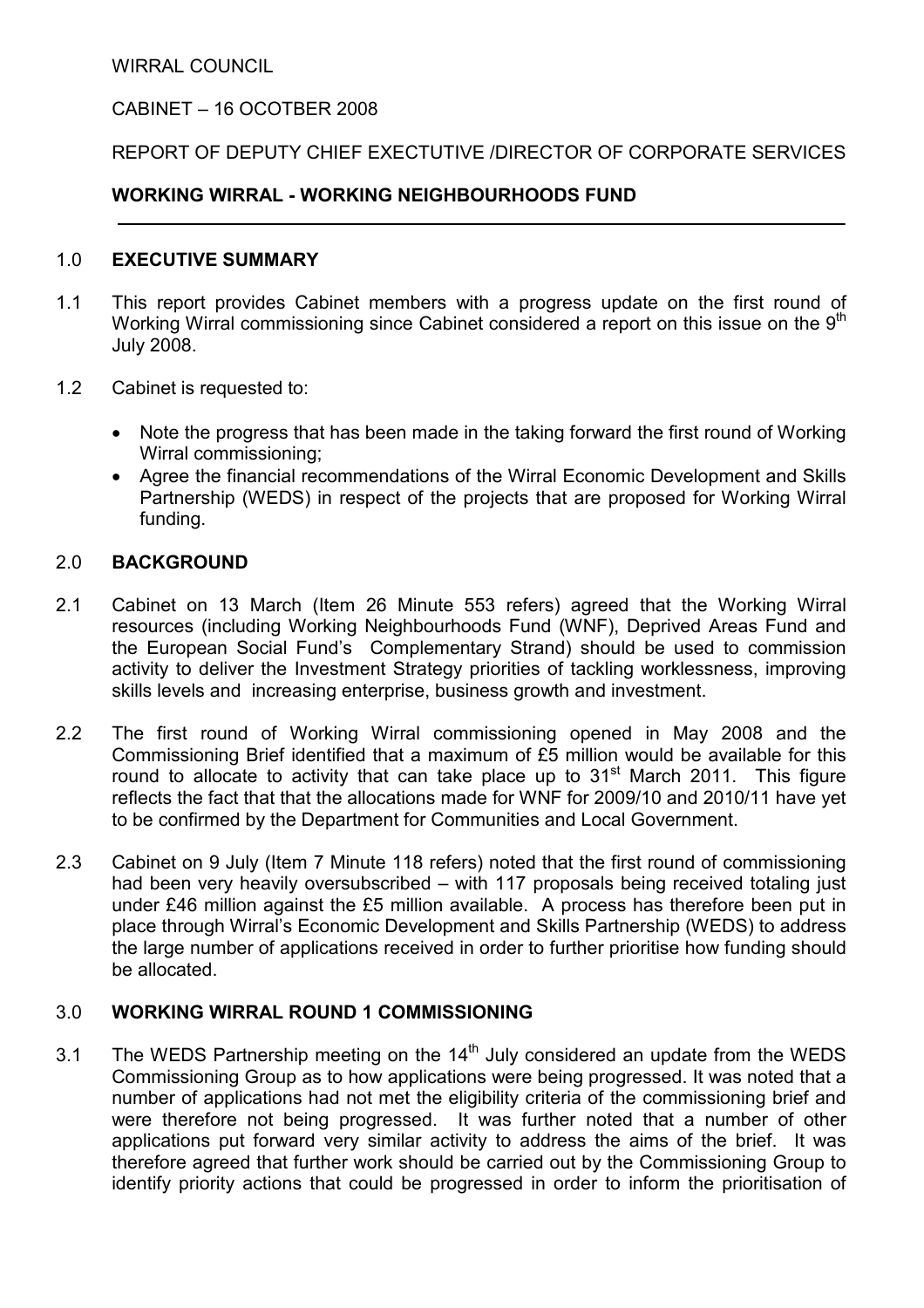WIRRAL COUNCIL

CABINET – 16 OCOTBER 2008

REPORT OF DEPUTY CHIEF EXECUTIVE /DIRECTOR OF CORPORATE SERVICES

**WORKING WIRRAL - WORKING NEIGHBOURHOODS FUND**

---

## 1.0 EXECUTIVE SUMMARY

1.1 This report provides Cabinet members with a progress update on the first round of Working Wirral commissioning since Cabinet considered a report on this issue on the 9th July 2008.

1.2 Cabinet is requested to:

- Note the progress that has been made in the taking forward the first round of Working Wirral commissioning;
- Agree the financial recommendations of the Wirral Economic Development and Skills Partnership (WEDS) in respect of the projects that are proposed for Working Wirral funding.

## 2.0 BACKGROUND

2.1 Cabinet on 13 March (Item 26 Minute 553 refers) agreed that the Working Wirral resources (including Working Neighbourhoods Fund (WNF), Deprived Areas Fund and the European Social Fund's Complementary Strand) should be used to commission activity to deliver the Investment Strategy priorities of tackling worklessness, improving skills levels and increasing enterprise, business growth and investment.

2.2 The first round of Working Wirral commissioning opened in May 2008 and the Commissioning Brief identified that a maximum of £5 million would be available for this round to allocate to activity that can take place up to 31st March 2011. This figure reflects the fact that that the allocations made for WNF for 2009/10 and 2010/11 have yet to be confirmed by the Department for Communities and Local Government.

2.3 Cabinet on 9 July (Item 7 Minute 118 refers) noted that the first round of commissioning had been very heavily oversubscribed – with 117 proposals being received totaling just under £46 million against the £5 million available. A process has therefore been put in place through Wirral's Economic Development and Skills Partnership (WEDS) to address the large number of applications received in order to further prioritise how funding should be allocated.

## 3.0 WORKING WIRRAL ROUND 1 COMMISSIONING

3.1 The WEDS Partnership meeting on the 14th July considered an update from the WEDS Commissioning Group as to how applications were being progressed. It was noted that a number of applications had not met the eligibility criteria of the commissioning brief and were therefore not being progressed. It was further noted that a number of other applications put forward very similar activity to address the aims of the brief. It was therefore agreed that further work should be carried out by the Commissioning Group to identify priority actions that could be progressed in order to inform the prioritisation of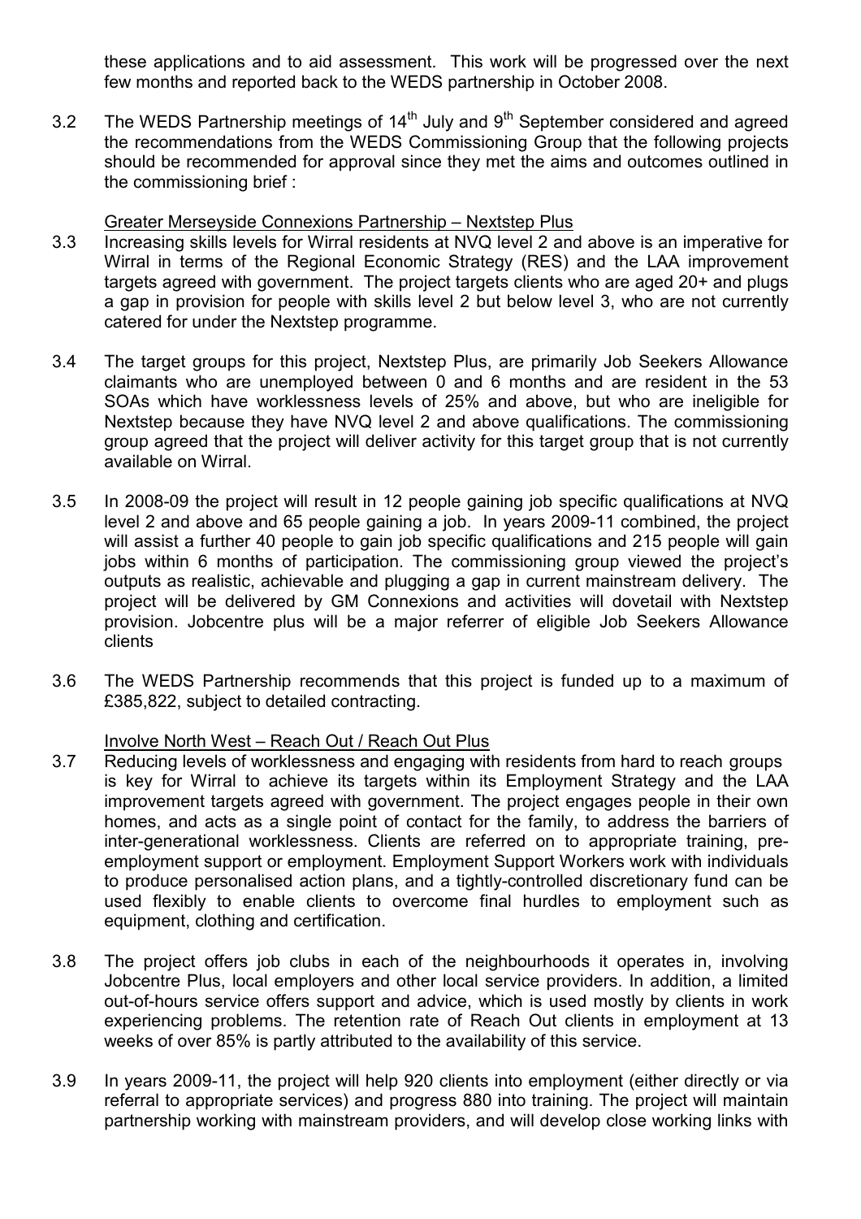these applications and to aid assessment. This work will be progressed over the next few months and reported back to the WEDS partnership in October 2008.

3.2 The WEDS Partnership meetings of 14th July and 9th September considered and agreed the recommendations from the WEDS Commissioning Group that the following projects should be recommended for approval since they met the aims and outcomes outlined in the commissioning brief :

Greater Merseyside Connexions Partnership – Nextstep Plus

3.3 Increasing skills levels for Wirral residents at NVQ level 2 and above is an imperative for Wirral in terms of the Regional Economic Strategy (RES) and the LAA improvement targets agreed with government. The project targets clients who are aged 20+ and plugs a gap in provision for people with skills level 2 but below level 3, who are not currently catered for under the Nextstep programme.

3.4 The target groups for this project, Nextstep Plus, are primarily Job Seekers Allowance claimants who are unemployed between 0 and 6 months and are resident in the 53 SOAs which have worklessness levels of 25% and above, but who are ineligible for Nextstep because they have NVQ level 2 and above qualifications. The commissioning group agreed that the project will deliver activity for this target group that is not currently available on Wirral.

3.5 In 2008-09 the project will result in 12 people gaining job specific qualifications at NVQ level 2 and above and 65 people gaining a job. In years 2009-11 combined, the project will assist a further 40 people to gain job specific qualifications and 215 people will gain jobs within 6 months of participation. The commissioning group viewed the project's outputs as realistic, achievable and plugging a gap in current mainstream delivery. The project will be delivered by GM Connexions and activities will dovetail with Nextstep provision. Jobcentre plus will be a major referrer of eligible Job Seekers Allowance clients

3.6 The WEDS Partnership recommends that this project is funded up to a maximum of £385,822, subject to detailed contracting.

Involve North West – Reach Out / Reach Out Plus

3.7 Reducing levels of worklessness and engaging with residents from hard to reach groups is key for Wirral to achieve its targets within its Employment Strategy and the LAA improvement targets agreed with government. The project engages people in their own homes, and acts as a single point of contact for the family, to address the barriers of inter-generational worklessness. Clients are referred on to appropriate training, pre-employment support or employment. Employment Support Workers work with individuals to produce personalised action plans, and a tightly-controlled discretionary fund can be used flexibly to enable clients to overcome final hurdles to employment such as equipment, clothing and certification.

3.8 The project offers job clubs in each of the neighbourhoods it operates in, involving Jobcentre Plus, local employers and other local service providers. In addition, a limited out-of-hours service offers support and advice, which is used mostly by clients in work experiencing problems. The retention rate of Reach Out clients in employment at 13 weeks of over 85% is partly attributed to the availability of this service.

3.9 In years 2009-11, the project will help 920 clients into employment (either directly or via referral to appropriate services) and progress 880 into training. The project will maintain partnership working with mainstream providers, and will develop close working links with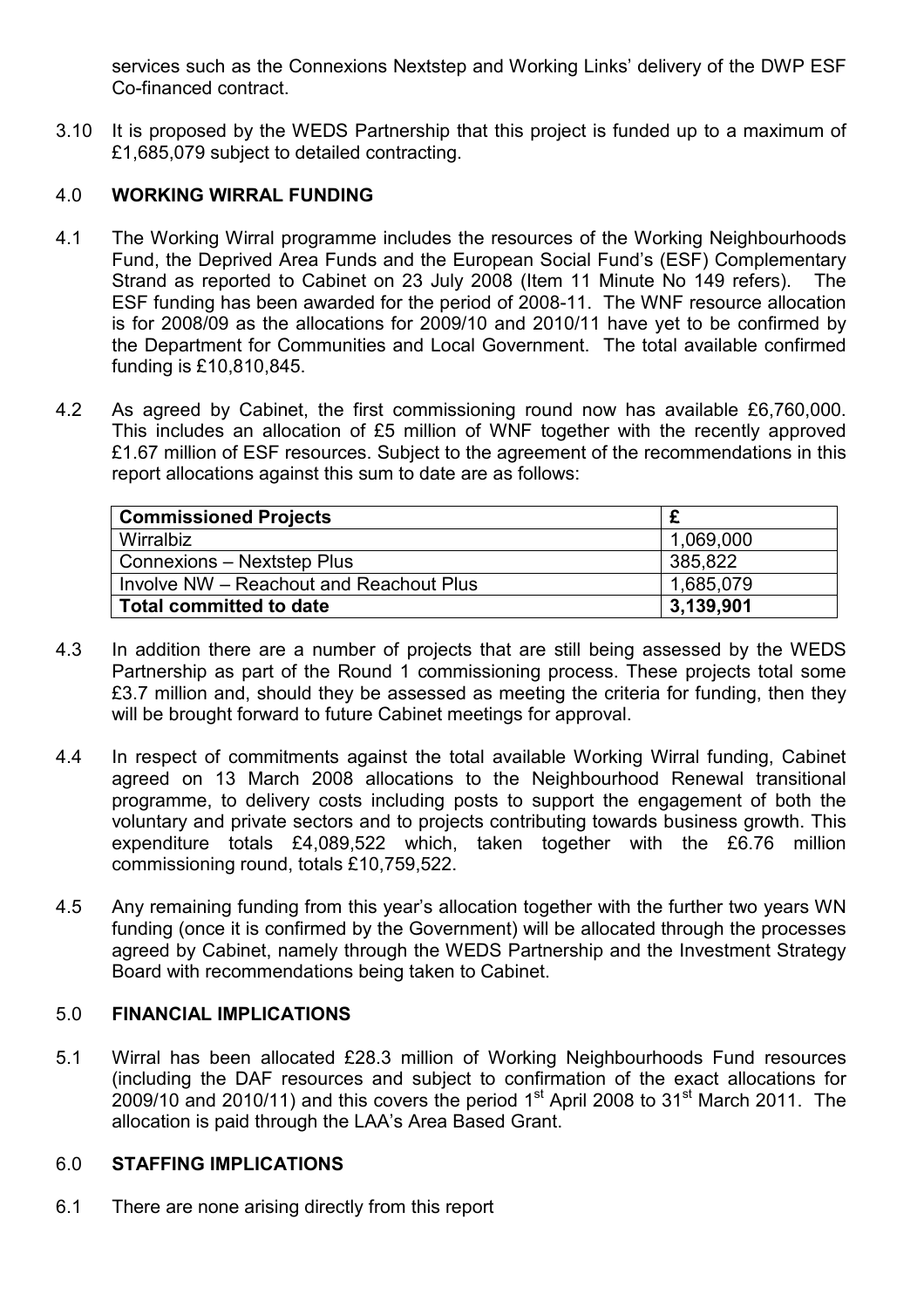services such as the Connexions Nextstep and Working Links' delivery of the DWP ESF Co-financed contract.

3.10 It is proposed by the WEDS Partnership that this project is funded up to a maximum of £1,685,079 subject to detailed contracting.

## 4.0 WORKING WIRRAL FUNDING

4.1 The Working Wirral programme includes the resources of the Working Neighbourhoods Fund, the Deprived Area Funds and the European Social Fund's (ESF) Complementary Strand as reported to Cabinet on 23 July 2008 (Item 11 Minute No 149 refers). The ESF funding has been awarded for the period of 2008-11. The WNF resource allocation is for 2008/09 as the allocations for 2009/10 and 2010/11 have yet to be confirmed by the Department for Communities and Local Government. The total available confirmed funding is £10,810,845.

4.2 As agreed by Cabinet, the first commissioning round now has available £6,760,000. This includes an allocation of £5 million of WNF together with the recently approved £1.67 million of ESF resources. Subject to the agreement of the recommendations in this report allocations against this sum to date are as follows:

| **Commissioned Projects** | **£** |
|---|---|
| Wirralbiz | 1,069,000 |
| Connexions – Nextstep Plus | 385,822 |
| Involve NW – Reachout and Reachout Plus | 1,685,079 |
| **Total committed to date** | **3,139,901** |

4.3 In addition there are a number of projects that are still being assessed by the WEDS Partnership as part of the Round 1 commissioning process. These projects total some £3.7 million and, should they be assessed as meeting the criteria for funding, then they will be brought forward to future Cabinet meetings for approval.

4.4 In respect of commitments against the total available Working Wirral funding, Cabinet agreed on 13 March 2008 allocations to the Neighbourhood Renewal transitional programme, to delivery costs including posts to support the engagement of both the voluntary and private sectors and to projects contributing towards business growth. This expenditure totals £4,089,522 which, taken together with the £6.76 million commissioning round, totals £10,759,522.

4.5 Any remaining funding from this year's allocation together with the further two years WN funding (once it is confirmed by the Government) will be allocated through the processes agreed by Cabinet, namely through the WEDS Partnership and the Investment Strategy Board with recommendations being taken to Cabinet.

## 5.0 FINANCIAL IMPLICATIONS

5.1 Wirral has been allocated £28.3 million of Working Neighbourhoods Fund resources (including the DAF resources and subject to confirmation of the exact allocations for 2009/10 and 2010/11) and this covers the period 1st April 2008 to 31st March 2011. The allocation is paid through the LAA's Area Based Grant.

## 6.0 STAFFING IMPLICATIONS

6.1 There are none arising directly from this report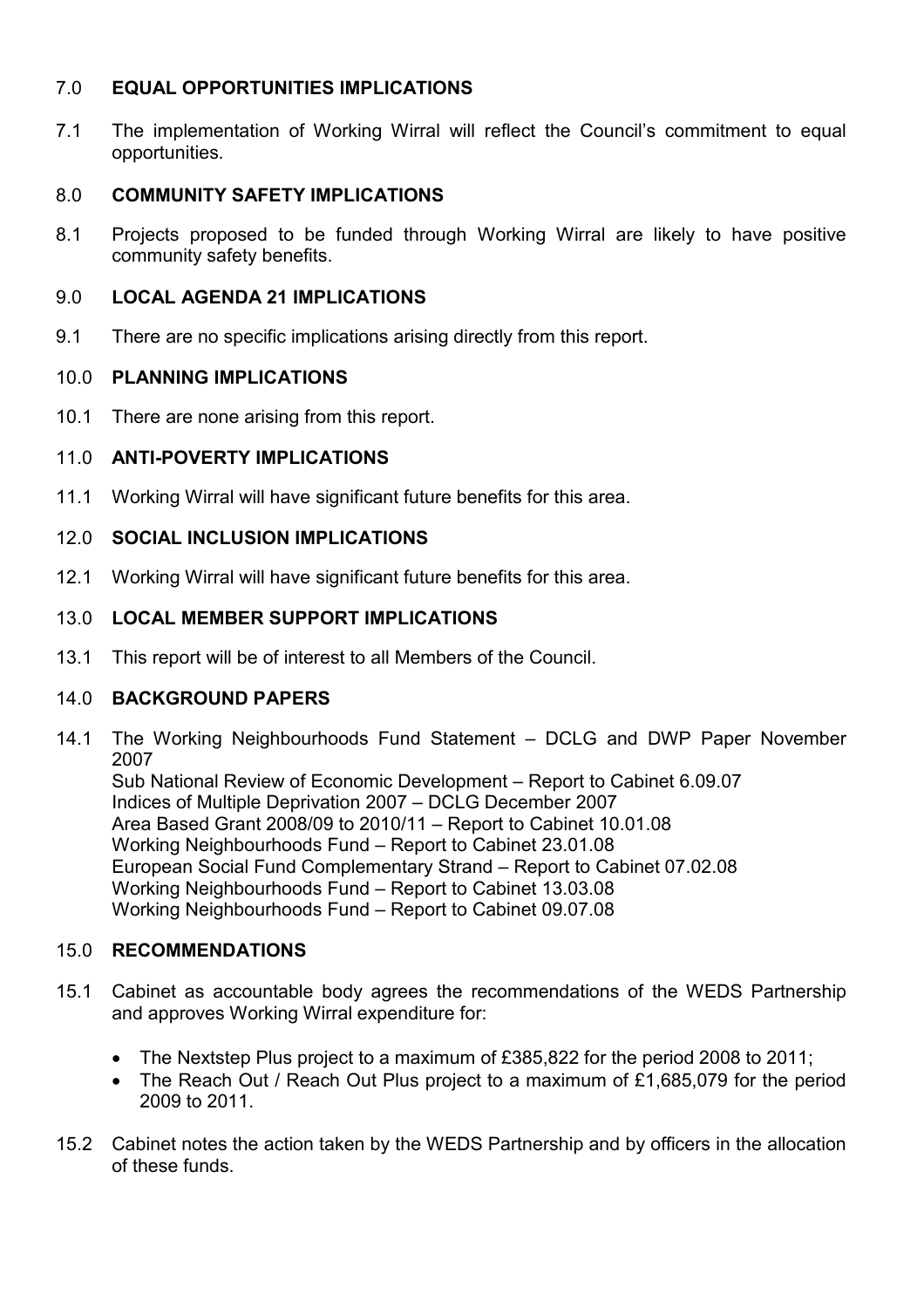## 7.0 EQUAL OPPORTUNITIES IMPLICATIONS

7.1 The implementation of Working Wirral will reflect the Council's commitment to equal opportunities.

## 8.0 COMMUNITY SAFETY IMPLICATIONS

8.1 Projects proposed to be funded through Working Wirral are likely to have positive community safety benefits.

## 9.0 LOCAL AGENDA 21 IMPLICATIONS

9.1 There are no specific implications arising directly from this report.

## 10.0 PLANNING IMPLICATIONS

10.1 There are none arising from this report.

## 11.0 ANTI-POVERTY IMPLICATIONS

11.1 Working Wirral will have significant future benefits for this area.

## 12.0 SOCIAL INCLUSION IMPLICATIONS

12.1 Working Wirral will have significant future benefits for this area.

## 13.0 LOCAL MEMBER SUPPORT IMPLICATIONS

13.1 This report will be of interest to all Members of the Council.

## 14.0 BACKGROUND PAPERS

14.1 The Working Neighbourhoods Fund Statement – DCLG and DWP Paper November 2007
Sub National Review of Economic Development – Report to Cabinet 6.09.07
Indices of Multiple Deprivation 2007 – DCLG December 2007
Area Based Grant 2008/09 to 2010/11 – Report to Cabinet 10.01.08
Working Neighbourhoods Fund – Report to Cabinet 23.01.08
European Social Fund Complementary Strand – Report to Cabinet 07.02.08
Working Neighbourhoods Fund – Report to Cabinet 13.03.08
Working Neighbourhoods Fund – Report to Cabinet 09.07.08

## 15.0 RECOMMENDATIONS

15.1 Cabinet as accountable body agrees the recommendations of the WEDS Partnership and approves Working Wirral expenditure for:

- The Nextstep Plus project to a maximum of £385,822 for the period 2008 to 2011;
- The Reach Out / Reach Out Plus project to a maximum of £1,685,079 for the period 2009 to 2011.

15.2 Cabinet notes the action taken by the WEDS Partnership and by officers in the allocation of these funds.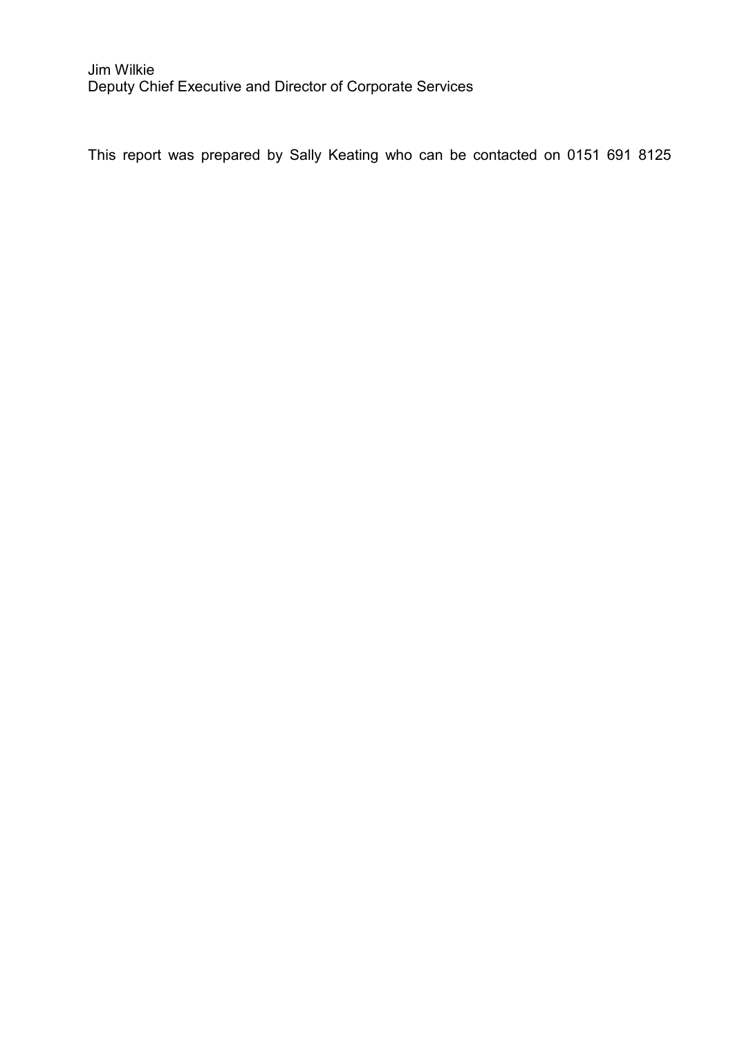Jim Wilkie
Deputy Chief Executive and Director of Corporate Services

This report was prepared by Sally Keating who can be contacted on 0151 691 8125